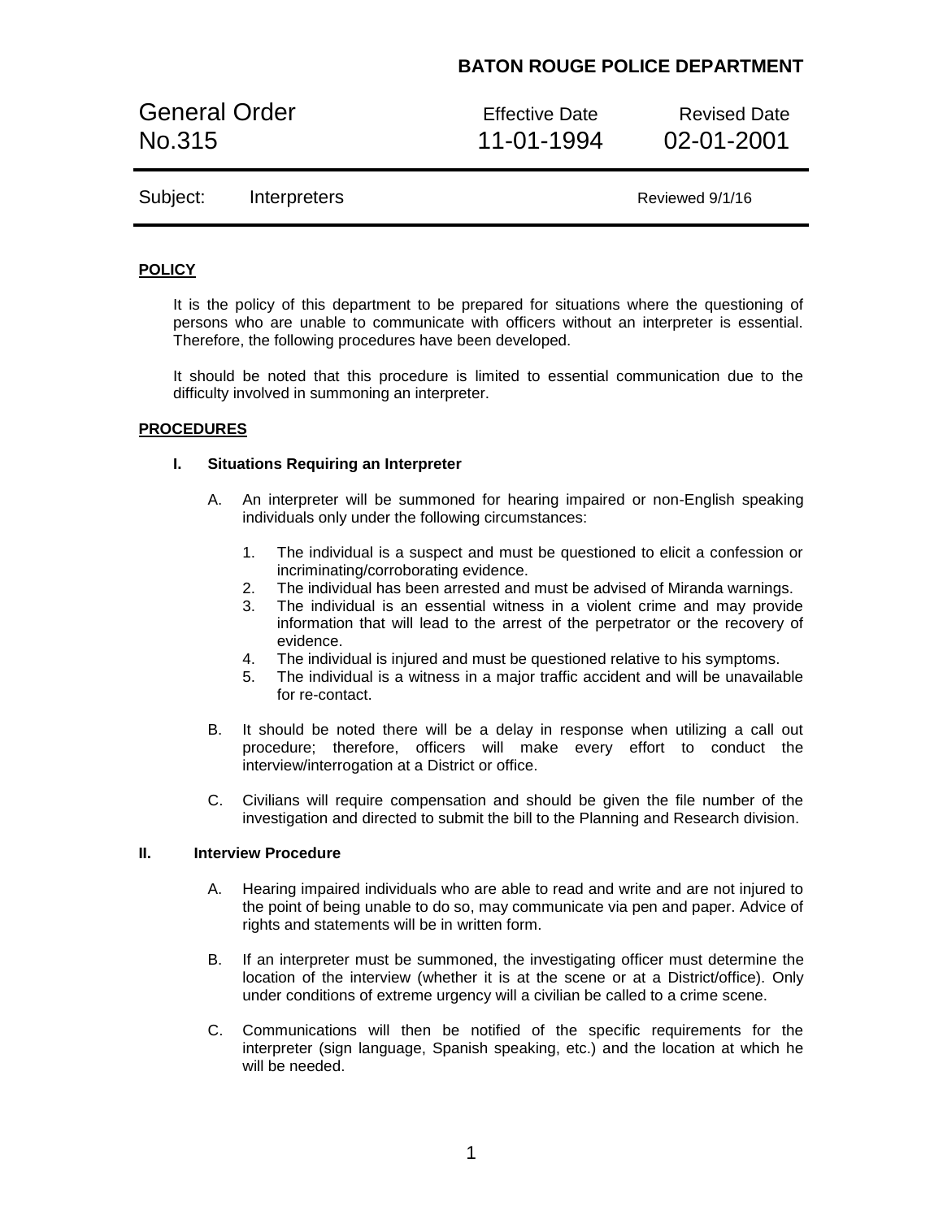# BATON ROUGE POLICE DEPARTMENT

| General Order | Effective Date | Revised Date |
|---|---|---|
| No.315 | 11-01-1994 | 02-01-2001 |

**Subject:** Interpreters — Reviewed 9/1/16

## POLICY

It is the policy of this department to be prepared for situations where the questioning of persons who are unable to communicate with officers without an interpreter is essential. Therefore, the following procedures have been developed.

It should be noted that this procedure is limited to essential communication due to the difficulty involved in summoning an interpreter.

## PROCEDURES

### I. Situations Requiring an Interpreter

A. An interpreter will be summoned for hearing impaired or non-English speaking individuals only under the following circumstances:

1. The individual is a suspect and must be questioned to elicit a confession or incriminating/corroborating evidence.
2. The individual has been arrested and must be advised of Miranda warnings.
3. The individual is an essential witness in a violent crime and may provide information that will lead to the arrest of the perpetrator or the recovery of evidence.
4. The individual is injured and must be questioned relative to his symptoms.
5. The individual is a witness in a major traffic accident and will be unavailable for re-contact.

B. It should be noted there will be a delay in response when utilizing a call out procedure; therefore, officers will make every effort to conduct the interview/interrogation at a District or office.

C. Civilians will require compensation and should be given the file number of the investigation and directed to submit the bill to the Planning and Research division.

### II. Interview Procedure

A. Hearing impaired individuals who are able to read and write and are not injured to the point of being unable to do so, may communicate via pen and paper. Advice of rights and statements will be in written form.

B. If an interpreter must be summoned, the investigating officer must determine the location of the interview (whether it is at the scene or at a District/office). Only under conditions of extreme urgency will a civilian be called to a crime scene.

C. Communications will then be notified of the specific requirements for the interpreter (sign language, Spanish speaking, etc.) and the location at which he will be needed.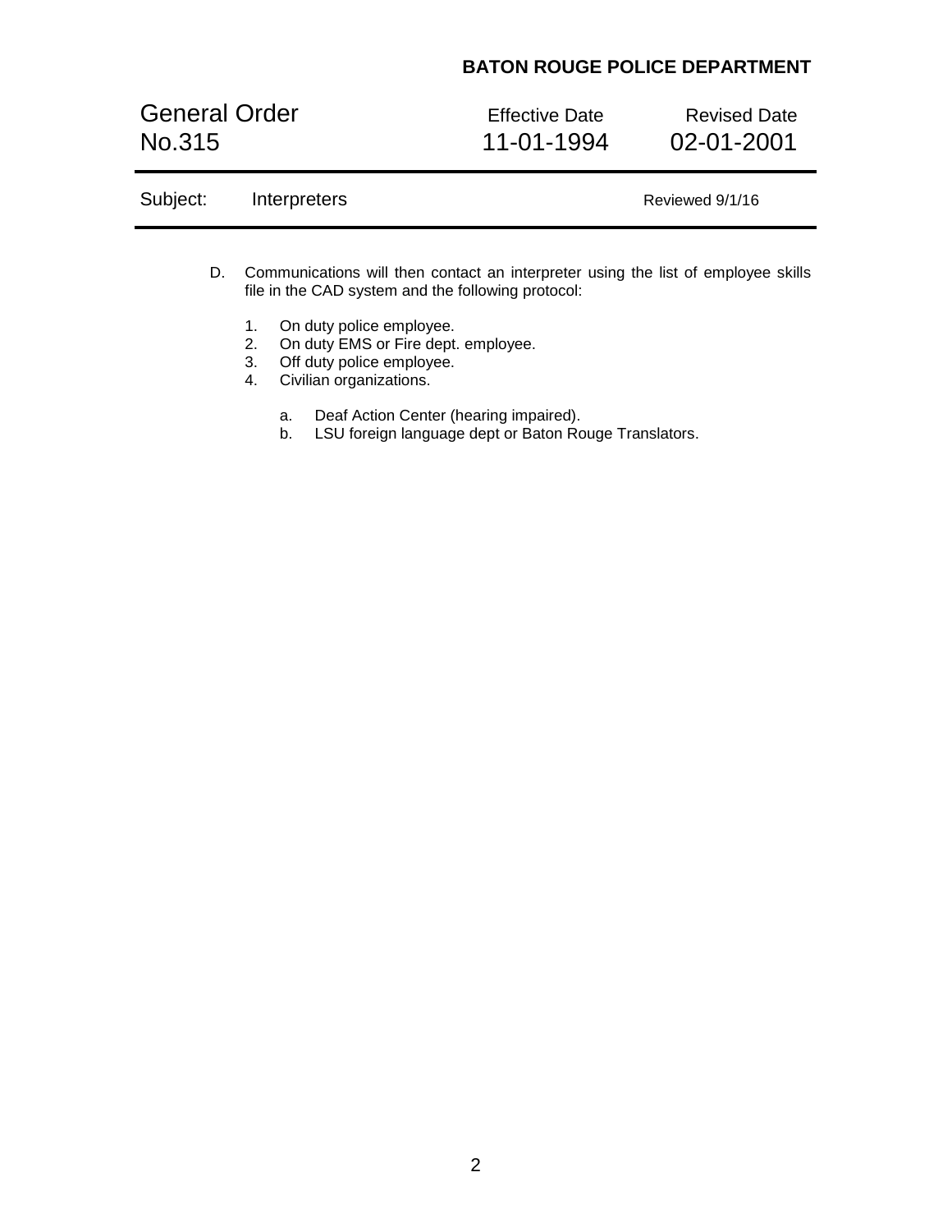D. Communications will then contact an interpreter using the list of employee skills file in the CAD system and the following protocol:

1. On duty police employee.
2. On duty EMS or Fire dept. employee.
3. Off duty police employee.
4. Civilian organizations.

    a. Deaf Action Center (hearing impaired).
    b. LSU foreign language dept or Baton Rouge Translators.